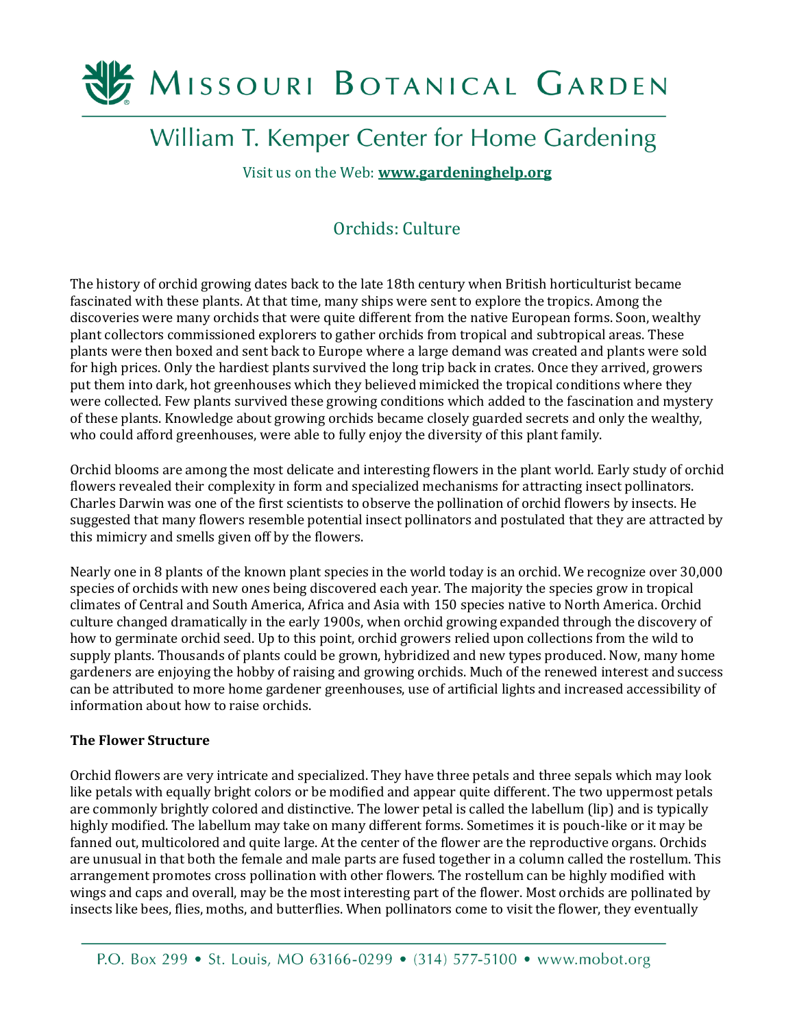# Missouri Botanical Garden

## William T. Kemper Center for Home Gardening

Visit us on the Web: **www.gardeninghelp.org**

## Orchids: Culture

The history of orchid growing dates back to the late 18th century when British horticulturist became fascinated with these plants. At that time, many ships were sent to explore the tropics. Among the discoveries were many orchids that were quite different from the native European forms. Soon, wealthy plant collectors commissioned explorers to gather orchids from tropical and subtropical areas. These plants were then boxed and sent back to Europe where a large demand was created and plants were sold for high prices. Only the hardiest plants survived the long trip back in crates. Once they arrived, growers put them into dark, hot greenhouses which they believed mimicked the tropical conditions where they were collected. Few plants survived these growing conditions which added to the fascination and mystery of these plants. Knowledge about growing orchids became closely guarded secrets and only the wealthy, who could afford greenhouses, were able to fully enjoy the diversity of this plant family.

Orchid blooms are among the most delicate and interesting flowers in the plant world. Early study of orchid flowers revealed their complexity in form and specialized mechanisms for attracting insect pollinators. Charles Darwin was one of the first scientists to observe the pollination of orchid flowers by insects. He suggested that many flowers resemble potential insect pollinators and postulated that they are attracted by this mimicry and smells given off by the flowers.

Nearly one in 8 plants of the known plant species in the world today is an orchid. We recognize over 30,000 species of orchids with new ones being discovered each year. The majority the species grow in tropical climates of Central and South America, Africa and Asia with 150 species native to North America. Orchid culture changed dramatically in the early 1900s, when orchid growing expanded through the discovery of how to germinate orchid seed. Up to this point, orchid growers relied upon collections from the wild to supply plants. Thousands of plants could be grown, hybridized and new types produced. Now, many home gardeners are enjoying the hobby of raising and growing orchids. Much of the renewed interest and success can be attributed to more home gardener greenhouses, use of artificial lights and increased accessibility of information about how to raise orchids.

**The Flower Structure**

Orchid flowers are very intricate and specialized. They have three petals and three sepals which may look like petals with equally bright colors or be modified and appear quite different. The two uppermost petals are commonly brightly colored and distinctive. The lower petal is called the labellum (lip) and is typically highly modified. The labellum may take on many different forms. Sometimes it is pouch-like or it may be fanned out, multicolored and quite large. At the center of the flower are the reproductive organs. Orchids are unusual in that both the female and male parts are fused together in a column called the rostellum. This arrangement promotes cross pollination with other flowers. The rostellum can be highly modified with wings and caps and overall, may be the most interesting part of the flower. Most orchids are pollinated by insects like bees, flies, moths, and butterflies. When pollinators come to visit the flower, they eventually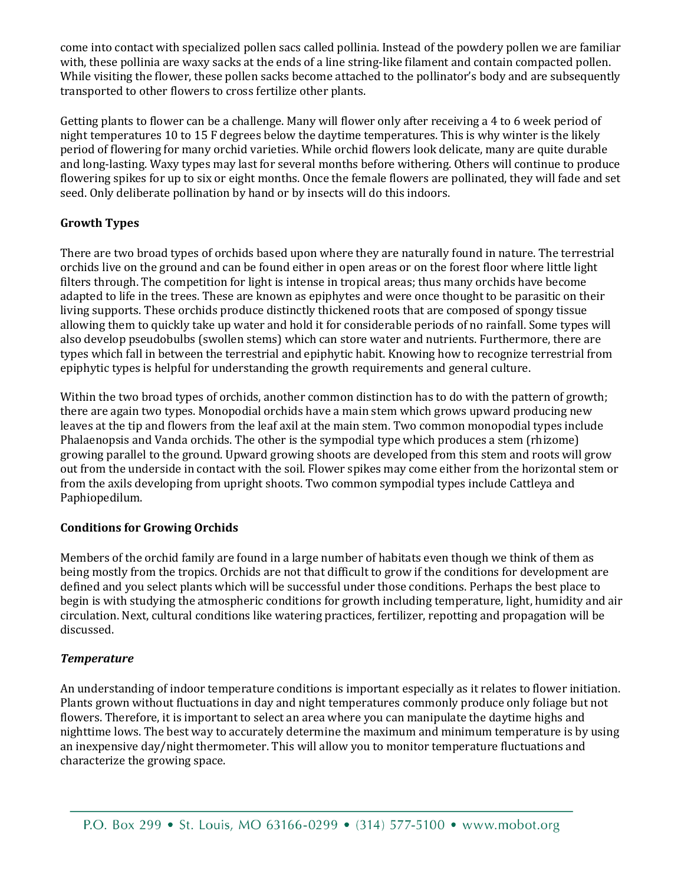come into contact with specialized pollen sacs called pollinia. Instead of the powdery pollen we are familiar with, these pollinia are waxy sacks at the ends of a line string-like filament and contain compacted pollen. While visiting the flower, these pollen sacks become attached to the pollinator's body and are subsequently transported to other flowers to cross fertilize other plants.

Getting plants to flower can be a challenge. Many will flower only after receiving a 4 to 6 week period of night temperatures 10 to 15 F degrees below the daytime temperatures. This is why winter is the likely period of flowering for many orchid varieties. While orchid flowers look delicate, many are quite durable and long-lasting. Waxy types may last for several months before withering. Others will continue to produce flowering spikes for up to six or eight months. Once the female flowers are pollinated, they will fade and set seed. Only deliberate pollination by hand or by insects will do this indoors.

**Growth Types**

There are two broad types of orchids based upon where they are naturally found in nature. The terrestrial orchids live on the ground and can be found either in open areas or on the forest floor where little light filters through. The competition for light is intense in tropical areas; thus many orchids have become adapted to life in the trees. These are known as epiphytes and were once thought to be parasitic on their living supports. These orchids produce distinctly thickened roots that are composed of spongy tissue allowing them to quickly take up water and hold it for considerable periods of no rainfall. Some types will also develop pseudobulbs (swollen stems) which can store water and nutrients. Furthermore, there are types which fall in between the terrestrial and epiphytic habit. Knowing how to recognize terrestrial from epiphytic types is helpful for understanding the growth requirements and general culture.

Within the two broad types of orchids, another common distinction has to do with the pattern of growth; there are again two types. Monopodial orchids have a main stem which grows upward producing new leaves at the tip and flowers from the leaf axil at the main stem. Two common monopodial types include Phalaenopsis and Vanda orchids. The other is the sympodial type which produces a stem (rhizome) growing parallel to the ground. Upward growing shoots are developed from this stem and roots will grow out from the underside in contact with the soil. Flower spikes may come either from the horizontal stem or from the axils developing from upright shoots. Two common sympodial types include Cattleya and Paphiopedilum.

**Conditions for Growing Orchids**

Members of the orchid family are found in a large number of habitats even though we think of them as being mostly from the tropics. Orchids are not that difficult to grow if the conditions for development are defined and you select plants which will be successful under those conditions. Perhaps the best place to begin is with studying the atmospheric conditions for growth including temperature, light, humidity and air circulation. Next, cultural conditions like watering practices, fertilizer, repotting and propagation will be discussed.

***Temperature***

An understanding of indoor temperature conditions is important especially as it relates to flower initiation. Plants grown without fluctuations in day and night temperatures commonly produce only foliage but not flowers. Therefore, it is important to select an area where you can manipulate the daytime highs and nighttime lows. The best way to accurately determine the maximum and minimum temperature is by using an inexpensive day/night thermometer. This will allow you to monitor temperature fluctuations and characterize the growing space.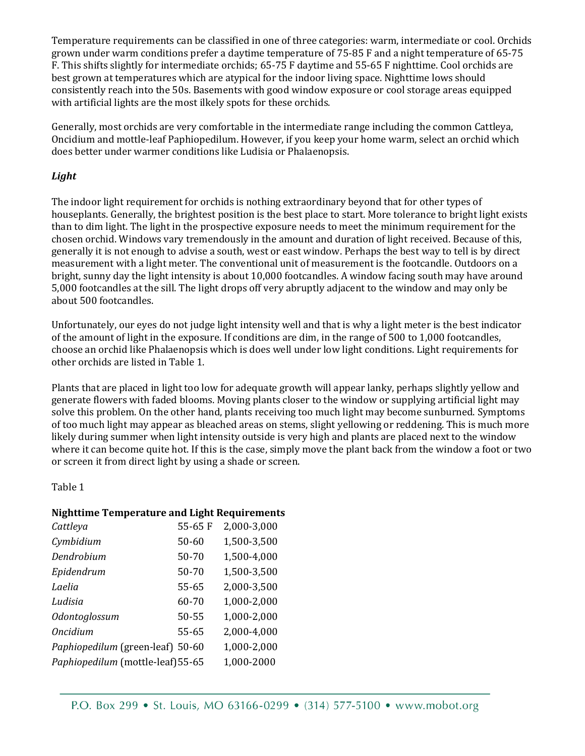Temperature requirements can be classified in one of three categories: warm, intermediate or cool. Orchids grown under warm conditions prefer a daytime temperature of 75-85 F and a night temperature of 65-75 F. This shifts slightly for intermediate orchids; 65-75 F daytime and 55-65 F nighttime. Cool orchids are best grown at temperatures which are atypical for the indoor living space. Nighttime lows should consistently reach into the 50s. Basements with good window exposure or cool storage areas equipped with artificial lights are the most ilkely spots for these orchids.

Generally, most orchids are very comfortable in the intermediate range including the common Cattleya, Oncidium and mottle-leaf Paphiopedilum. However, if you keep your home warm, select an orchid which does better under warmer conditions like Ludisia or Phalaenopsis.

***Light***

The indoor light requirement for orchids is nothing extraordinary beyond that for other types of houseplants. Generally, the brightest position is the best place to start. More tolerance to bright light exists than to dim light. The light in the prospective exposure needs to meet the minimum requirement for the chosen orchid. Windows vary tremendously in the amount and duration of light received. Because of this, generally it is not enough to advise a south, west or east window. Perhaps the best way to tell is by direct measurement with a light meter. The conventional unit of measurement is the footcandle. Outdoors on a bright, sunny day the light intensity is about 10,000 footcandles. A window facing south may have around 5,000 footcandles at the sill. The light drops off very abruptly adjacent to the window and may only be about 500 footcandles.

Unfortunately, our eyes do not judge light intensity well and that is why a light meter is the best indicator of the amount of light in the exposure. If conditions are dim, in the range of 500 to 1,000 footcandles, choose an orchid like Phalaenopsis which is does well under low light conditions. Light requirements for other orchids are listed in Table 1.

Plants that are placed in light too low for adequate growth will appear lanky, perhaps slightly yellow and generate flowers with faded blooms. Moving plants closer to the window or supplying artificial light may solve this problem. On the other hand, plants receiving too much light may become sunburned. Symptoms of too much light may appear as bleached areas on stems, slight yellowing or reddening. This is much more likely during summer when light intensity outside is very high and plants are placed next to the window where it can become quite hot. If this is the case, simply move the plant back from the window a foot or two or screen it from direct light by using a shade or screen.

Table 1

**Nighttime Temperature and Light Requirements**

| | | |
|---|---|---|
| *Cattleya* | 55-65 F | 2,000-3,000 |
| *Cymbidium* | 50-60 | 1,500-3,500 |
| *Dendrobium* | 50-70 | 1,500-4,000 |
| *Epidendrum* | 50-70 | 1,500-3,500 |
| *Laelia* | 55-65 | 2,000-3,500 |
| *Ludisia* | 60-70 | 1,000-2,000 |
| *Odontoglossum* | 50-55 | 1,000-2,000 |
| *Oncidium* | 55-65 | 2,000-4,000 |
| *Paphiopedilum* (green-leaf) | 50-60 | 1,000-2,000 |
| *Paphiopedilum* (mottle-leaf) | 55-65 | 1,000-2000 |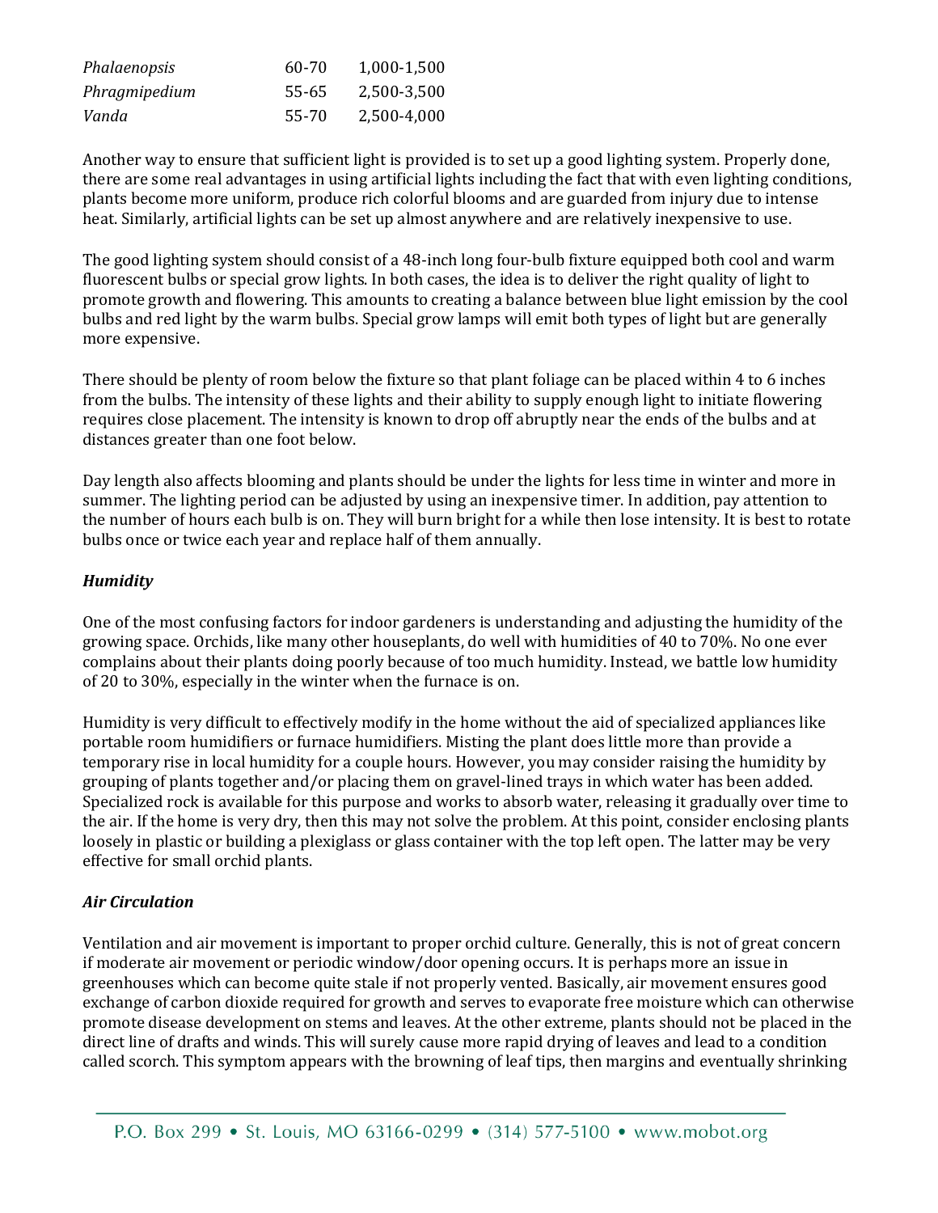| | | |
|---|---|---|
| *Phalaenopsis* | 60-70 | 1,000-1,500 |
| *Phragmipedium* | 55-65 | 2,500-3,500 |
| *Vanda* | 55-70 | 2,500-4,000 |

Another way to ensure that sufficient light is provided is to set up a good lighting system. Properly done, there are some real advantages in using artificial lights including the fact that with even lighting conditions, plants become more uniform, produce rich colorful blooms and are guarded from injury due to intense heat. Similarly, artificial lights can be set up almost anywhere and are relatively inexpensive to use.

The good lighting system should consist of a 48-inch long four-bulb fixture equipped both cool and warm fluorescent bulbs or special grow lights. In both cases, the idea is to deliver the right quality of light to promote growth and flowering. This amounts to creating a balance between blue light emission by the cool bulbs and red light by the warm bulbs. Special grow lamps will emit both types of light but are generally more expensive.

There should be plenty of room below the fixture so that plant foliage can be placed within 4 to 6 inches from the bulbs. The intensity of these lights and their ability to supply enough light to initiate flowering requires close placement. The intensity is known to drop off abruptly near the ends of the bulbs and at distances greater than one foot below.

Day length also affects blooming and plants should be under the lights for less time in winter and more in summer. The lighting period can be adjusted by using an inexpensive timer. In addition, pay attention to the number of hours each bulb is on. They will burn bright for a while then lose intensity. It is best to rotate bulbs once or twice each year and replace half of them annually.

### *Humidity*

One of the most confusing factors for indoor gardeners is understanding and adjusting the humidity of the growing space. Orchids, like many other houseplants, do well with humidities of 40 to 70%. No one ever complains about their plants doing poorly because of too much humidity. Instead, we battle low humidity of 20 to 30%, especially in the winter when the furnace is on.

Humidity is very difficult to effectively modify in the home without the aid of specialized appliances like portable room humidifiers or furnace humidifiers. Misting the plant does little more than provide a temporary rise in local humidity for a couple hours. However, you may consider raising the humidity by grouping of plants together and/or placing them on gravel-lined trays in which water has been added. Specialized rock is available for this purpose and works to absorb water, releasing it gradually over time to the air. If the home is very dry, then this may not solve the problem. At this point, consider enclosing plants loosely in plastic or building a plexiglass or glass container with the top left open. The latter may be very effective for small orchid plants.

### *Air Circulation*

Ventilation and air movement is important to proper orchid culture. Generally, this is not of great concern if moderate air movement or periodic window/door opening occurs. It is perhaps more an issue in greenhouses which can become quite stale if not properly vented. Basically, air movement ensures good exchange of carbon dioxide required for growth and serves to evaporate free moisture which can otherwise promote disease development on stems and leaves. At the other extreme, plants should not be placed in the direct line of drafts and winds. This will surely cause more rapid drying of leaves and lead to a condition called scorch. This symptom appears with the browning of leaf tips, then margins and eventually shrinking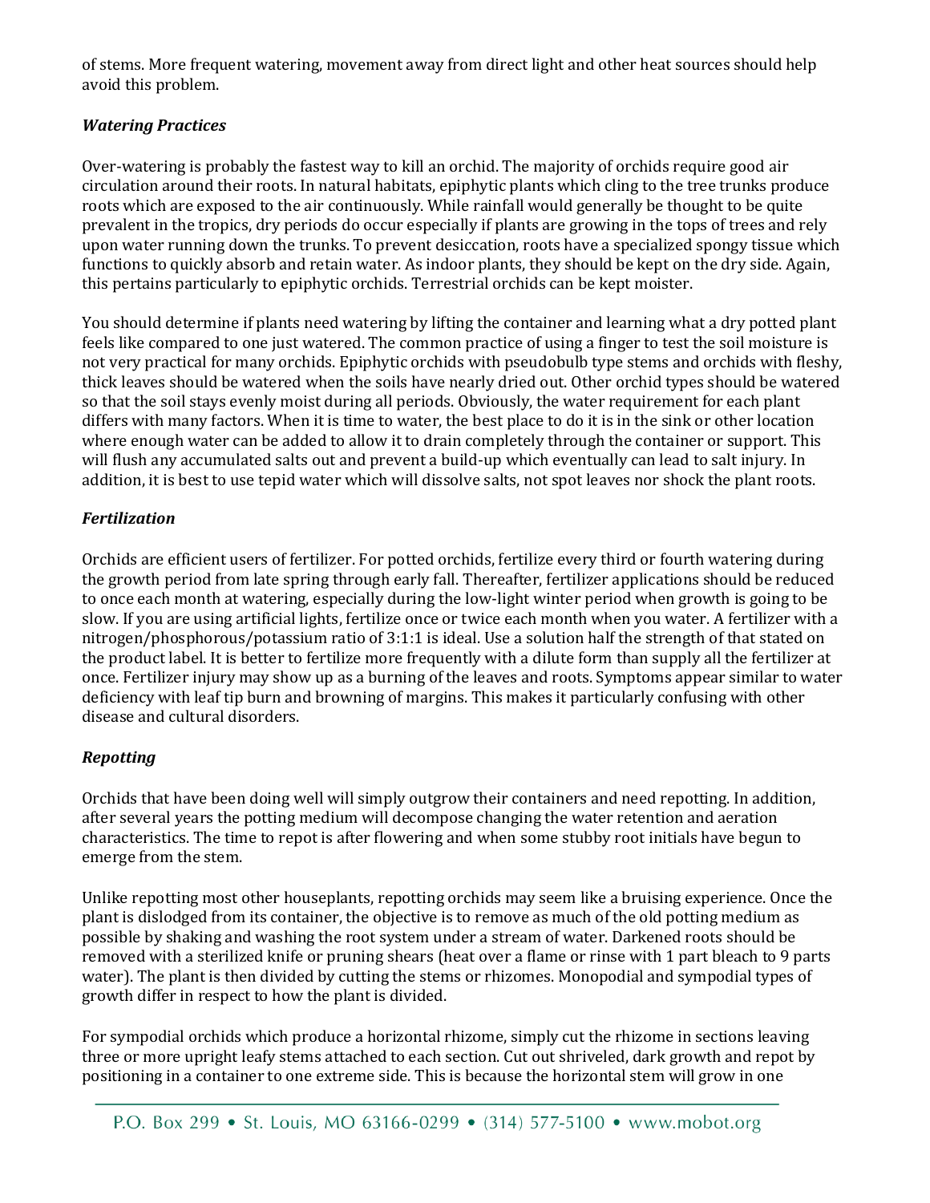of stems. More frequent watering, movement away from direct light and other heat sources should help avoid this problem.

***Watering Practices***

Over-watering is probably the fastest way to kill an orchid. The majority of orchids require good air circulation around their roots. In natural habitats, epiphytic plants which cling to the tree trunks produce roots which are exposed to the air continuously. While rainfall would generally be thought to be quite prevalent in the tropics, dry periods do occur especially if plants are growing in the tops of trees and rely upon water running down the trunks. To prevent desiccation, roots have a specialized spongy tissue which functions to quickly absorb and retain water. As indoor plants, they should be kept on the dry side. Again, this pertains particularly to epiphytic orchids. Terrestrial orchids can be kept moister.

You should determine if plants need watering by lifting the container and learning what a dry potted plant feels like compared to one just watered. The common practice of using a finger to test the soil moisture is not very practical for many orchids. Epiphytic orchids with pseudobulb type stems and orchids with fleshy, thick leaves should be watered when the soils have nearly dried out. Other orchid types should be watered so that the soil stays evenly moist during all periods. Obviously, the water requirement for each plant differs with many factors. When it is time to water, the best place to do it is in the sink or other location where enough water can be added to allow it to drain completely through the container or support. This will flush any accumulated salts out and prevent a build-up which eventually can lead to salt injury. In addition, it is best to use tepid water which will dissolve salts, not spot leaves nor shock the plant roots.

***Fertilization***

Orchids are efficient users of fertilizer. For potted orchids, fertilize every third or fourth watering during the growth period from late spring through early fall. Thereafter, fertilizer applications should be reduced to once each month at watering, especially during the low-light winter period when growth is going to be slow. If you are using artificial lights, fertilize once or twice each month when you water. A fertilizer with a nitrogen/phosphorous/potassium ratio of 3:1:1 is ideal. Use a solution half the strength of that stated on the product label. It is better to fertilize more frequently with a dilute form than supply all the fertilizer at once. Fertilizer injury may show up as a burning of the leaves and roots. Symptoms appear similar to water deficiency with leaf tip burn and browning of margins. This makes it particularly confusing with other disease and cultural disorders.

***Repotting***

Orchids that have been doing well will simply outgrow their containers and need repotting. In addition, after several years the potting medium will decompose changing the water retention and aeration characteristics. The time to repot is after flowering and when some stubby root initials have begun to emerge from the stem.

Unlike repotting most other houseplants, repotting orchids may seem like a bruising experience. Once the plant is dislodged from its container, the objective is to remove as much of the old potting medium as possible by shaking and washing the root system under a stream of water. Darkened roots should be removed with a sterilized knife or pruning shears (heat over a flame or rinse with 1 part bleach to 9 parts water). The plant is then divided by cutting the stems or rhizomes. Monopodial and sympodial types of growth differ in respect to how the plant is divided.

For sympodial orchids which produce a horizontal rhizome, simply cut the rhizome in sections leaving three or more upright leafy stems attached to each section. Cut out shriveled, dark growth and repot by positioning in a container to one extreme side. This is because the horizontal stem will grow in one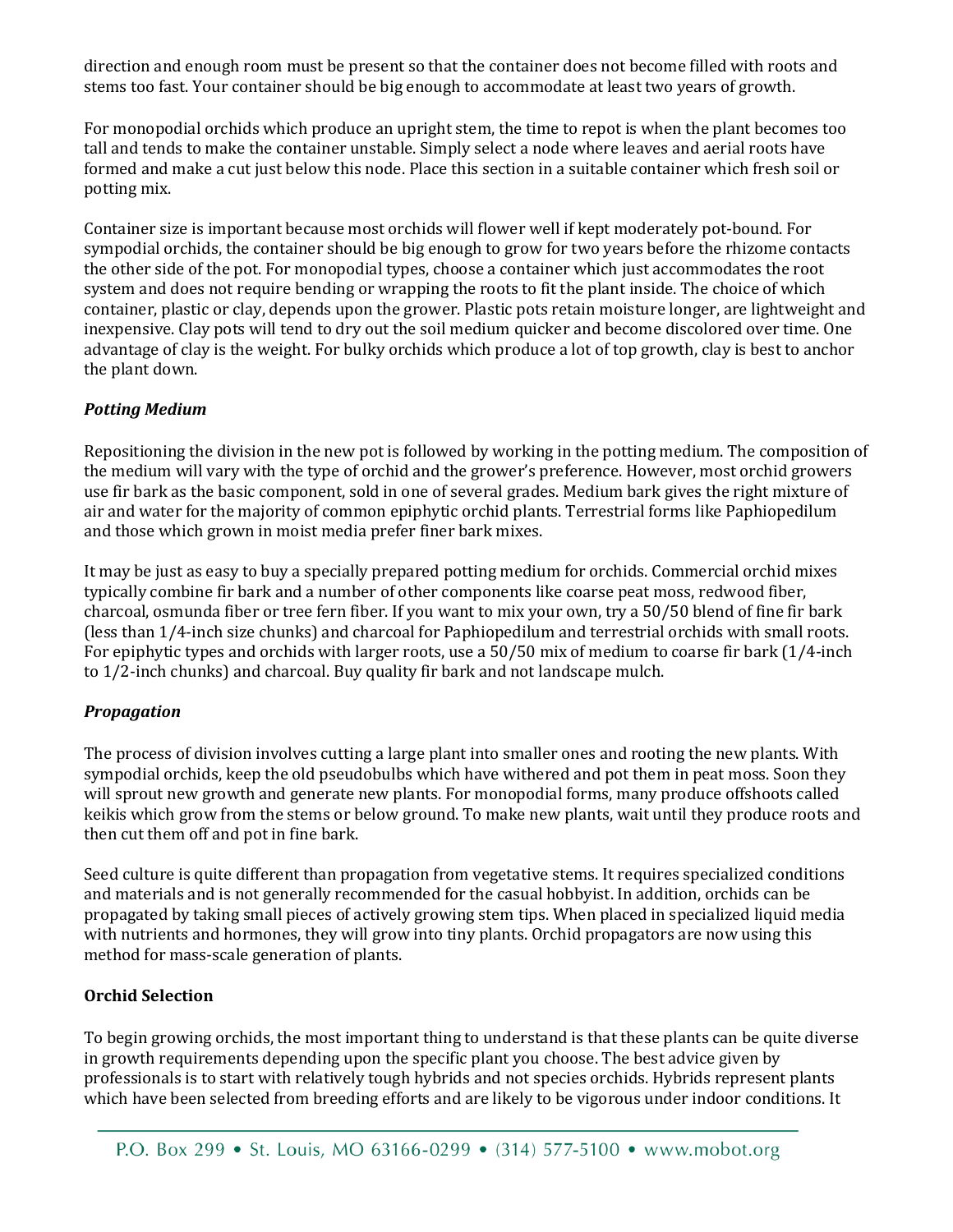direction and enough room must be present so that the container does not become filled with roots and stems too fast. Your container should be big enough to accommodate at least two years of growth.

For monopodial orchids which produce an upright stem, the time to repot is when the plant becomes too tall and tends to make the container unstable. Simply select a node where leaves and aerial roots have formed and make a cut just below this node. Place this section in a suitable container which fresh soil or potting mix.

Container size is important because most orchids will flower well if kept moderately pot-bound. For sympodial orchids, the container should be big enough to grow for two years before the rhizome contacts the other side of the pot. For monopodial types, choose a container which just accommodates the root system and does not require bending or wrapping the roots to fit the plant inside. The choice of which container, plastic or clay, depends upon the grower. Plastic pots retain moisture longer, are lightweight and inexpensive. Clay pots will tend to dry out the soil medium quicker and become discolored over time. One advantage of clay is the weight. For bulky orchids which produce a lot of top growth, clay is best to anchor the plant down.

### *Potting Medium*

Repositioning the division in the new pot is followed by working in the potting medium. The composition of the medium will vary with the type of orchid and the grower's preference. However, most orchid growers use fir bark as the basic component, sold in one of several grades. Medium bark gives the right mixture of air and water for the majority of common epiphytic orchid plants. Terrestrial forms like Paphiopedilum and those which grown in moist media prefer finer bark mixes.

It may be just as easy to buy a specially prepared potting medium for orchids. Commercial orchid mixes typically combine fir bark and a number of other components like coarse peat moss, redwood fiber, charcoal, osmunda fiber or tree fern fiber. If you want to mix your own, try a 50/50 blend of fine fir bark (less than 1/4-inch size chunks) and charcoal for Paphiopedilum and terrestrial orchids with small roots. For epiphytic types and orchids with larger roots, use a 50/50 mix of medium to coarse fir bark (1/4-inch to 1/2-inch chunks) and charcoal. Buy quality fir bark and not landscape mulch.

### *Propagation*

The process of division involves cutting a large plant into smaller ones and rooting the new plants. With sympodial orchids, keep the old pseudobulbs which have withered and pot them in peat moss. Soon they will sprout new growth and generate new plants. For monopodial forms, many produce offshoots called keikis which grow from the stems or below ground. To make new plants, wait until they produce roots and then cut them off and pot in fine bark.

Seed culture is quite different than propagation from vegetative stems. It requires specialized conditions and materials and is not generally recommended for the casual hobbyist. In addition, orchids can be propagated by taking small pieces of actively growing stem tips. When placed in specialized liquid media with nutrients and hormones, they will grow into tiny plants. Orchid propagators are now using this method for mass-scale generation of plants.

## **Orchid Selection**

To begin growing orchids, the most important thing to understand is that these plants can be quite diverse in growth requirements depending upon the specific plant you choose. The best advice given by professionals is to start with relatively tough hybrids and not species orchids. Hybrids represent plants which have been selected from breeding efforts and are likely to be vigorous under indoor conditions. It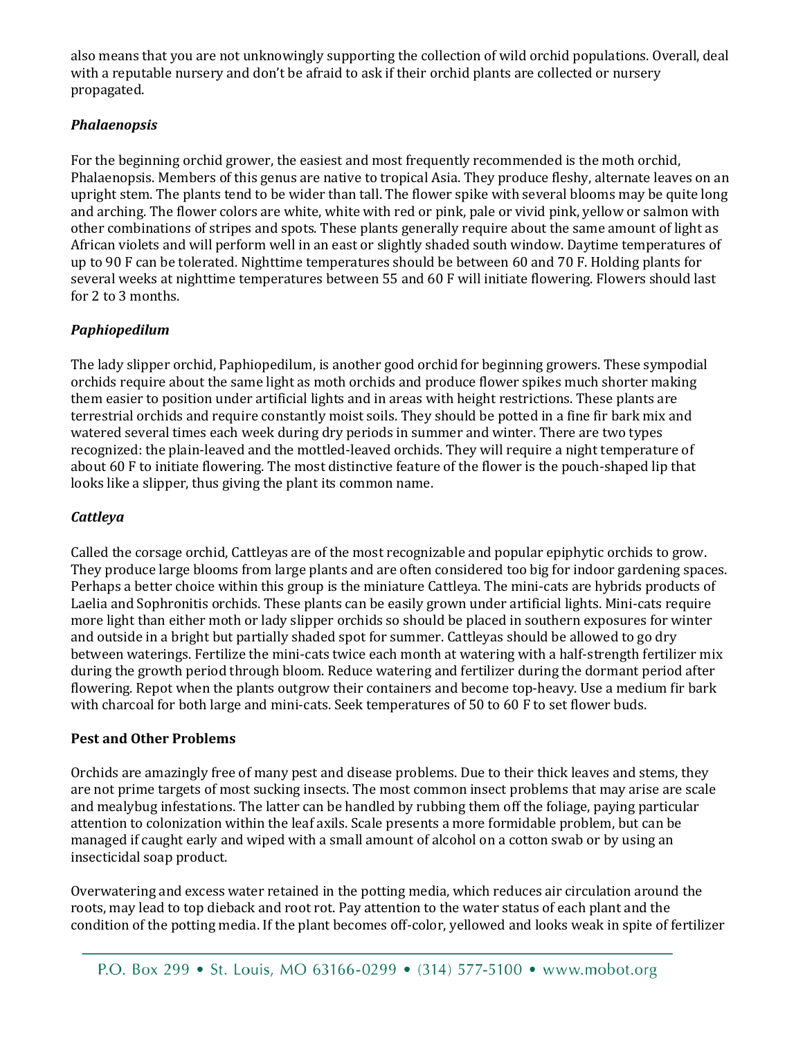also means that you are not unknowingly supporting the collection of wild orchid populations. Overall, deal with a reputable nursery and don't be afraid to ask if their orchid plants are collected or nursery propagated.

### *Phalaenopsis*

For the beginning orchid grower, the easiest and most frequently recommended is the moth orchid, Phalaenopsis. Members of this genus are native to tropical Asia. They produce fleshy, alternate leaves on an upright stem. The plants tend to be wider than tall. The flower spike with several blooms may be quite long and arching. The flower colors are white, white with red or pink, pale or vivid pink, yellow or salmon with other combinations of stripes and spots. These plants generally require about the same amount of light as African violets and will perform well in an east or slightly shaded south window. Daytime temperatures of up to 90 F can be tolerated. Nighttime temperatures should be between 60 and 70 F. Holding plants for several weeks at nighttime temperatures between 55 and 60 F will initiate flowering. Flowers should last for 2 to 3 months.

### *Paphiopedilum*

The lady slipper orchid, Paphiopedilum, is another good orchid for beginning growers. These sympodial orchids require about the same light as moth orchids and produce flower spikes much shorter making them easier to position under artificial lights and in areas with height restrictions. These plants are terrestrial orchids and require constantly moist soils. They should be potted in a fine fir bark mix and watered several times each week during dry periods in summer and winter. There are two types recognized: the plain-leaved and the mottled-leaved orchids. They will require a night temperature of about 60 F to initiate flowering. The most distinctive feature of the flower is the pouch-shaped lip that looks like a slipper, thus giving the plant its common name.

### *Cattleya*

Called the corsage orchid, Cattleyas are of the most recognizable and popular epiphytic orchids to grow. They produce large blooms from large plants and are often considered too big for indoor gardening spaces. Perhaps a better choice within this group is the miniature Cattleya. The mini-cats are hybrids products of Laelia and Sophronitis orchids. These plants can be easily grown under artificial lights. Mini-cats require more light than either moth or lady slipper orchids so should be placed in southern exposures for winter and outside in a bright but partially shaded spot for summer. Cattleyas should be allowed to go dry between waterings. Fertilize the mini-cats twice each month at watering with a half-strength fertilizer mix during the growth period through bloom. Reduce watering and fertilizer during the dormant period after flowering. Repot when the plants outgrow their containers and become top-heavy. Use a medium fir bark with charcoal for both large and mini-cats. Seek temperatures of 50 to 60 F to set flower buds.

### **Pest and Other Problems**

Orchids are amazingly free of many pest and disease problems. Due to their thick leaves and stems, they are not prime targets of most sucking insects. The most common insect problems that may arise are scale and mealybug infestations. The latter can be handled by rubbing them off the foliage, paying particular attention to colonization within the leaf axils. Scale presents a more formidable problem, but can be managed if caught early and wiped with a small amount of alcohol on a cotton swab or by using an insecticidal soap product.

Overwatering and excess water retained in the potting media, which reduces air circulation around the roots, may lead to top dieback and root rot. Pay attention to the water status of each plant and the condition of the potting media. If the plant becomes off-color, yellowed and looks weak in spite of fertilizer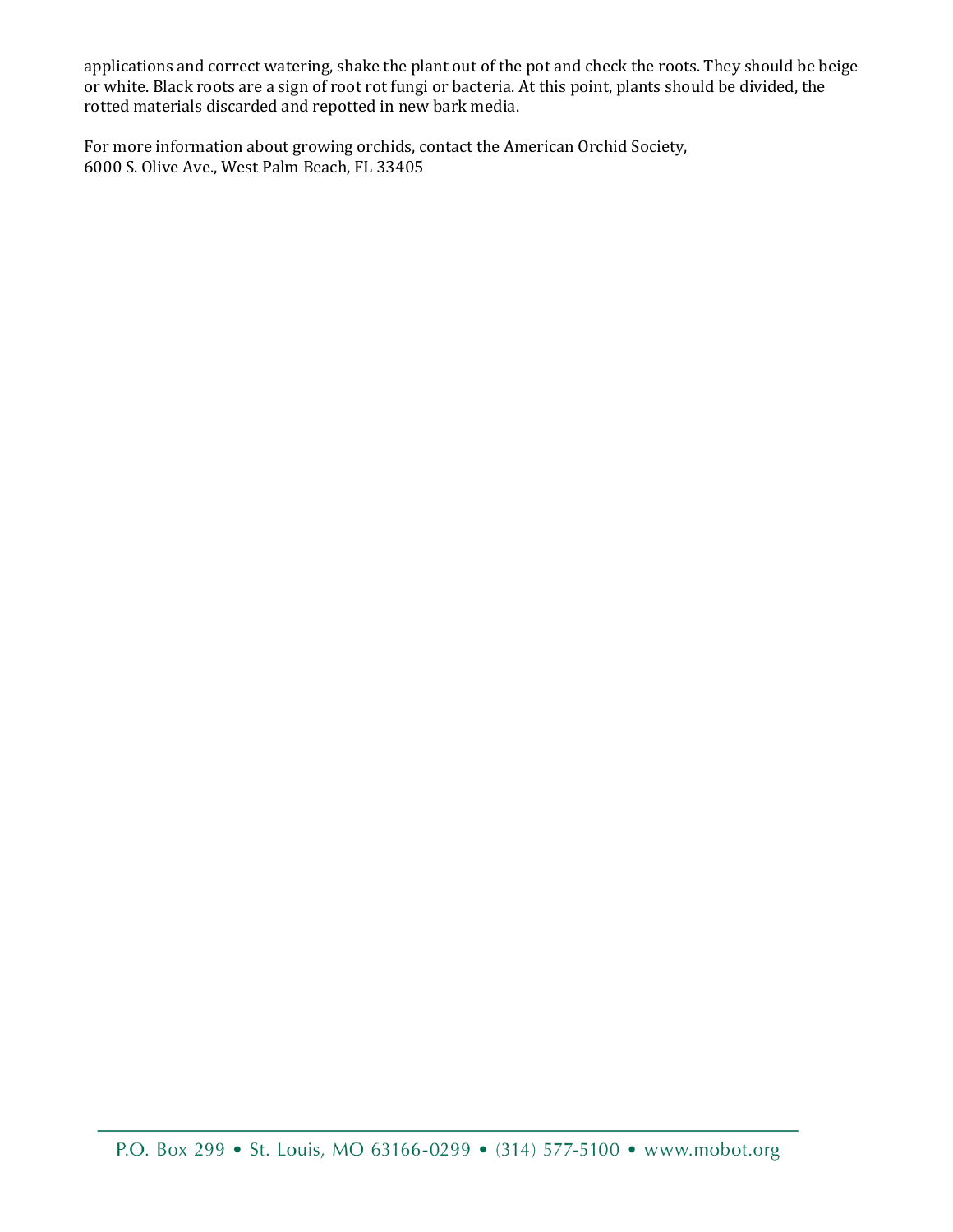applications and correct watering, shake the plant out of the pot and check the roots. They should be beige or white. Black roots are a sign of root rot fungi or bacteria. At this point, plants should be divided, the rotted materials discarded and repotted in new bark media.

For more information about growing orchids, contact the American Orchid Society,
6000 S. Olive Ave., West Palm Beach, FL 33405